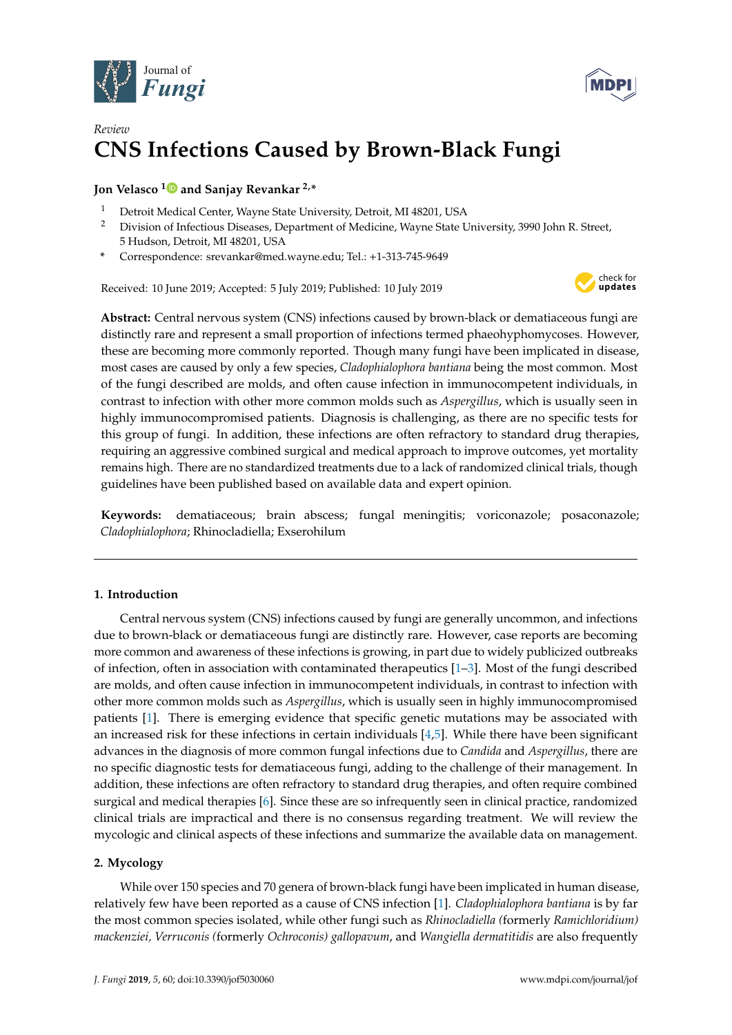Review

# CNS Infections Caused by Brown-Black Fungi

**Jon Velasco** [1] **and Sanjay Revankar** [2,*]

1 Detroit Medical Center, Wayne State University, Detroit, MI 48201, USA
2 Division of Infectious Diseases, Department of Medicine, Wayne State University, 3990 John R. Street, 5 Hudson, Detroit, MI 48201, USA
* Correspondence: srevankar@med.wayne.edu; Tel.: +1-313-745-9649

Received: 10 June 2019; Accepted: 5 July 2019; Published: 10 July 2019

**Abstract:** Central nervous system (CNS) infections caused by brown-black or dematiaceous fungi are distinctly rare and represent a small proportion of infections termed phaeohyphomycoses. However, these are becoming more commonly reported. Though many fungi have been implicated in disease, most cases are caused by only a few species, *Cladophialophora bantiana* being the most common. Most of the fungi described are molds, and often cause infection in immunocompetent individuals, in contrast to infection with other more common molds such as *Aspergillus*, which is usually seen in highly immunocompromised patients. Diagnosis is challenging, as there are no specific tests for this group of fungi. In addition, these infections are often refractory to standard drug therapies, requiring an aggressive combined surgical and medical approach to improve outcomes, yet mortality remains high. There are no standardized treatments due to a lack of randomized clinical trials, though guidelines have been published based on available data and expert opinion.

**Keywords:** dematiaceous; brain abscess; fungal meningitis; voriconazole; posaconazole; *Cladophialophora*; Rhinocladiella; Exserohilum

## 1. Introduction

Central nervous system (CNS) infections caused by fungi are generally uncommon, and infections due to brown-black or dematiaceous fungi are distinctly rare. However, case reports are becoming more common and awareness of these infections is growing, in part due to widely publicized outbreaks of infection, often in association with contaminated therapeutics [1–3]. Most of the fungi described are molds, and often cause infection in immunocompetent individuals, in contrast to infection with other more common molds such as *Aspergillus*, which is usually seen in highly immunocompromised patients [1]. There is emerging evidence that specific genetic mutations may be associated with an increased risk for these infections in certain individuals [4,5]. While there have been significant advances in the diagnosis of more common fungal infections due to *Candida* and *Aspergillus*, there are no specific diagnostic tests for dematiaceous fungi, adding to the challenge of their management. In addition, these infections are often refractory to standard drug therapies, and often require combined surgical and medical therapies [6]. Since these are so infrequently seen in clinical practice, randomized clinical trials are impractical and there is no consensus regarding treatment. We will review the mycologic and clinical aspects of these infections and summarize the available data on management.

## 2. Mycology

While over 150 species and 70 genera of brown-black fungi have been implicated in human disease, relatively few have been reported as a cause of CNS infection [1]. *Cladophialophora bantiana* is by far the most common species isolated, while other fungi such as *Rhinocladiella* (formerly *Ramichloridium*) *mackenziei*, *Verruconis* (formerly *Ochroconis*) *gallopavum*, and *Wangiella dermatitidis* are also frequently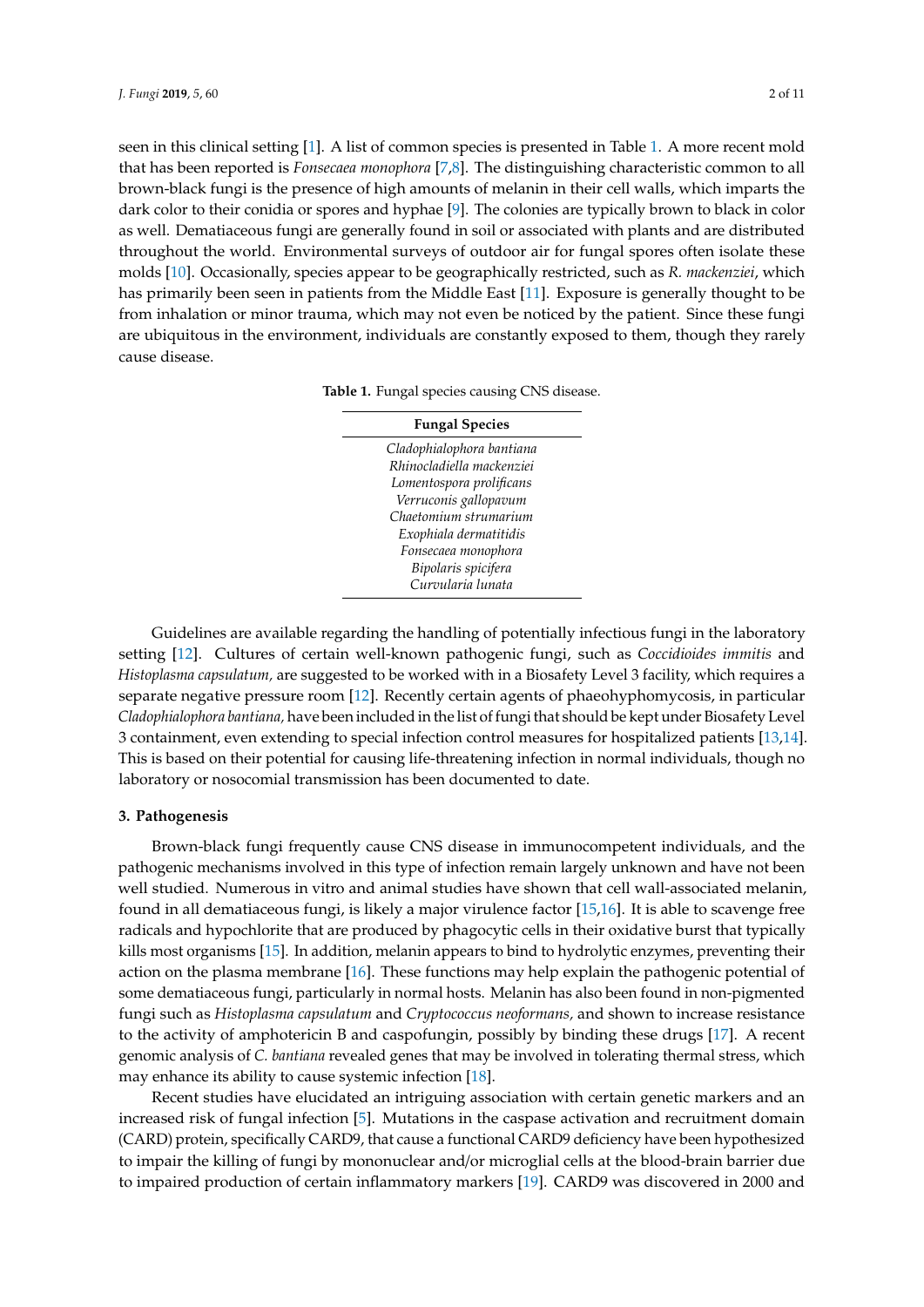seen in this clinical setting [1]. A list of common species is presented in Table 1. A more recent mold that has been reported is *Fonsecaea monophora* [7,8]. The distinguishing characteristic common to all brown-black fungi is the presence of high amounts of melanin in their cell walls, which imparts the dark color to their conidia or spores and hyphae [9]. The colonies are typically brown to black in color as well. Dematiaceous fungi are generally found in soil or associated with plants and are distributed throughout the world. Environmental surveys of outdoor air for fungal spores often isolate these molds [10]. Occasionally, species appear to be geographically restricted, such as *R. mackenziei*, which has primarily been seen in patients from the Middle East [11]. Exposure is generally thought to be from inhalation or minor trauma, which may not even be noticed by the patient. Since these fungi are ubiquitous in the environment, individuals are constantly exposed to them, though they rarely cause disease.

**Table 1.** Fungal species causing CNS disease.

| Fungal Species |
| --- |
| *Cladophialophora bantiana* |
| *Rhinocladiella mackenziei* |
| *Lomentospora prolificans* |
| *Verruconis gallopavum* |
| *Chaetomium strumarium* |
| *Exophiala dermatitidis* |
| *Fonsecaea monophora* |
| *Bipolaris spicifera* |
| *Curvularia lunata* |

Guidelines are available regarding the handling of potentially infectious fungi in the laboratory setting [12]. Cultures of certain well-known pathogenic fungi, such as *Coccidioides immitis* and *Histoplasma capsulatum,* are suggested to be worked with in a Biosafety Level 3 facility, which requires a separate negative pressure room [12]. Recently certain agents of phaeohyphomycosis, in particular *Cladophialophora bantiana,* have been included in the list of fungi that should be kept under Biosafety Level 3 containment, even extending to special infection control measures for hospitalized patients [13,14]. This is based on their potential for causing life-threatening infection in normal individuals, though no laboratory or nosocomial transmission has been documented to date.

## 3. Pathogenesis

Brown-black fungi frequently cause CNS disease in immunocompetent individuals, and the pathogenic mechanisms involved in this type of infection remain largely unknown and have not been well studied. Numerous in vitro and animal studies have shown that cell wall-associated melanin, found in all dematiaceous fungi, is likely a major virulence factor [15,16]. It is able to scavenge free radicals and hypochlorite that are produced by phagocytic cells in their oxidative burst that typically kills most organisms [15]. In addition, melanin appears to bind to hydrolytic enzymes, preventing their action on the plasma membrane [16]. These functions may help explain the pathogenic potential of some dematiaceous fungi, particularly in normal hosts. Melanin has also been found in non-pigmented fungi such as *Histoplasma capsulatum* and *Cryptococcus neoformans,* and shown to increase resistance to the activity of amphotericin B and caspofungin, possibly by binding these drugs [17]. A recent genomic analysis of *C. bantiana* revealed genes that may be involved in tolerating thermal stress, which may enhance its ability to cause systemic infection [18].

Recent studies have elucidated an intriguing association with certain genetic markers and an increased risk of fungal infection [5]. Mutations in the caspase activation and recruitment domain (CARD) protein, specifically CARD9, that cause a functional CARD9 deficiency have been hypothesized to impair the killing of fungi by mononuclear and/or microglial cells at the blood-brain barrier due to impaired production of certain inflammatory markers [19]. CARD9 was discovered in 2000 and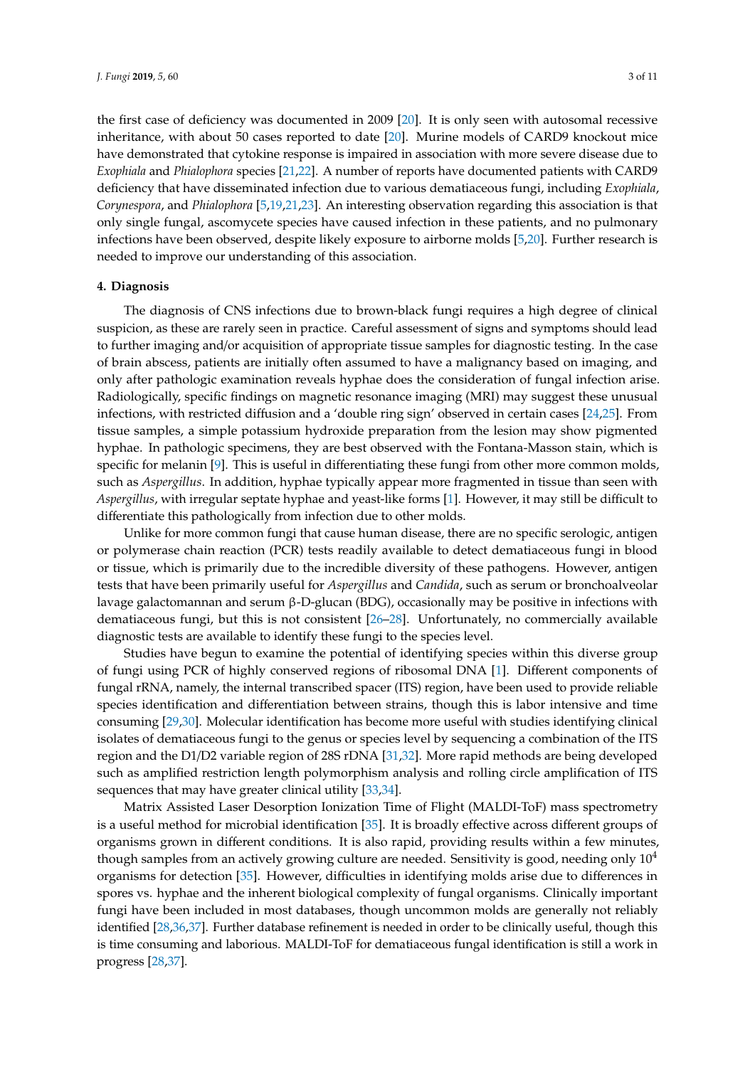the first case of deficiency was documented in 2009 [20]. It is only seen with autosomal recessive inheritance, with about 50 cases reported to date [20]. Murine models of CARD9 knockout mice have demonstrated that cytokine response is impaired in association with more severe disease due to *Exophiala* and *Phialophora* species [21,22]. A number of reports have documented patients with CARD9 deficiency that have disseminated infection due to various dematiaceous fungi, including *Exophiala*, *Corynespora*, and *Phialophora* [5,19,21,23]. An interesting observation regarding this association is that only single fungal, ascomycete species have caused infection in these patients, and no pulmonary infections have been observed, despite likely exposure to airborne molds [5,20]. Further research is needed to improve our understanding of this association.

## 4. Diagnosis

The diagnosis of CNS infections due to brown-black fungi requires a high degree of clinical suspicion, as these are rarely seen in practice. Careful assessment of signs and symptoms should lead to further imaging and/or acquisition of appropriate tissue samples for diagnostic testing. In the case of brain abscess, patients are initially often assumed to have a malignancy based on imaging, and only after pathologic examination reveals hyphae does the consideration of fungal infection arise. Radiologically, specific findings on magnetic resonance imaging (MRI) may suggest these unusual infections, with restricted diffusion and a 'double ring sign' observed in certain cases [24,25]. From tissue samples, a simple potassium hydroxide preparation from the lesion may show pigmented hyphae. In pathologic specimens, they are best observed with the Fontana-Masson stain, which is specific for melanin [9]. This is useful in differentiating these fungi from other more common molds, such as *Aspergillus*. In addition, hyphae typically appear more fragmented in tissue than seen with *Aspergillus*, with irregular septate hyphae and yeast-like forms [1]. However, it may still be difficult to differentiate this pathologically from infection due to other molds.

Unlike for more common fungi that cause human disease, there are no specific serologic, antigen or polymerase chain reaction (PCR) tests readily available to detect dematiaceous fungi in blood or tissue, which is primarily due to the incredible diversity of these pathogens. However, antigen tests that have been primarily useful for *Aspergillus* and *Candida*, such as serum or bronchoalveolar lavage galactomannan and serum β-D-glucan (BDG), occasionally may be positive in infections with dematiaceous fungi, but this is not consistent [26–28]. Unfortunately, no commercially available diagnostic tests are available to identify these fungi to the species level.

Studies have begun to examine the potential of identifying species within this diverse group of fungi using PCR of highly conserved regions of ribosomal DNA [1]. Different components of fungal rRNA, namely, the internal transcribed spacer (ITS) region, have been used to provide reliable species identification and differentiation between strains, though this is labor intensive and time consuming [29,30]. Molecular identification has become more useful with studies identifying clinical isolates of dematiaceous fungi to the genus or species level by sequencing a combination of the ITS region and the D1/D2 variable region of 28S rDNA [31,32]. More rapid methods are being developed such as amplified restriction length polymorphism analysis and rolling circle amplification of ITS sequences that may have greater clinical utility [33,34].

Matrix Assisted Laser Desorption Ionization Time of Flight (MALDI-ToF) mass spectrometry is a useful method for microbial identification [35]. It is broadly effective across different groups of organisms grown in different conditions. It is also rapid, providing results within a few minutes, though samples from an actively growing culture are needed. Sensitivity is good, needing only $10^4$ organisms for detection [35]. However, difficulties in identifying molds arise due to differences in spores vs. hyphae and the inherent biological complexity of fungal organisms. Clinically important fungi have been included in most databases, though uncommon molds are generally not reliably identified [28,36,37]. Further database refinement is needed in order to be clinically useful, though this is time consuming and laborious. MALDI-ToF for dematiaceous fungal identification is still a work in progress [28,37].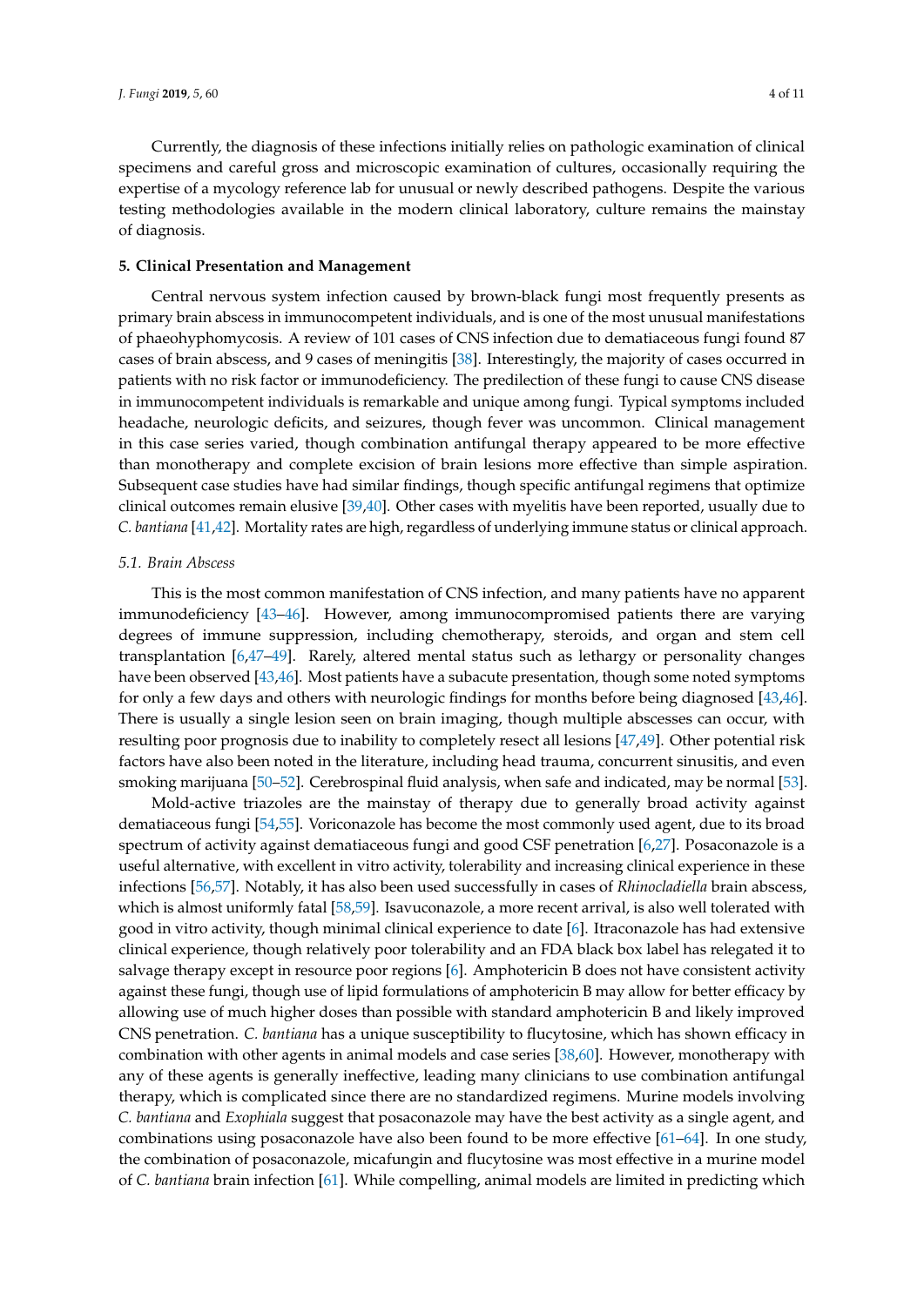Currently, the diagnosis of these infections initially relies on pathologic examination of clinical specimens and careful gross and microscopic examination of cultures, occasionally requiring the expertise of a mycology reference lab for unusual or newly described pathogens. Despite the various testing methodologies available in the modern clinical laboratory, culture remains the mainstay of diagnosis.

## 5. Clinical Presentation and Management

Central nervous system infection caused by brown-black fungi most frequently presents as primary brain abscess in immunocompetent individuals, and is one of the most unusual manifestations of phaeohyphomycosis. A review of 101 cases of CNS infection due to dematiaceous fungi found 87 cases of brain abscess, and 9 cases of meningitis [38]. Interestingly, the majority of cases occurred in patients with no risk factor or immunodeficiency. The predilection of these fungi to cause CNS disease in immunocompetent individuals is remarkable and unique among fungi. Typical symptoms included headache, neurologic deficits, and seizures, though fever was uncommon. Clinical management in this case series varied, though combination antifungal therapy appeared to be more effective than monotherapy and complete excision of brain lesions more effective than simple aspiration. Subsequent case studies have had similar findings, though specific antifungal regimens that optimize clinical outcomes remain elusive [39,40]. Other cases with myelitis have been reported, usually due to *C. bantiana* [41,42]. Mortality rates are high, regardless of underlying immune status or clinical approach.

### 5.1. Brain Abscess

This is the most common manifestation of CNS infection, and many patients have no apparent immunodeficiency [43–46]. However, among immunocompromised patients there are varying degrees of immune suppression, including chemotherapy, steroids, and organ and stem cell transplantation [6,47–49]. Rarely, altered mental status such as lethargy or personality changes have been observed [43,46]. Most patients have a subacute presentation, though some noted symptoms for only a few days and others with neurologic findings for months before being diagnosed [43,46]. There is usually a single lesion seen on brain imaging, though multiple abscesses can occur, with resulting poor prognosis due to inability to completely resect all lesions [47,49]. Other potential risk factors have also been noted in the literature, including head trauma, concurrent sinusitis, and even smoking marijuana [50–52]. Cerebrospinal fluid analysis, when safe and indicated, may be normal [53].

Mold-active triazoles are the mainstay of therapy due to generally broad activity against dematiaceous fungi [54,55]. Voriconazole has become the most commonly used agent, due to its broad spectrum of activity against dematiaceous fungi and good CSF penetration [6,27]. Posaconazole is a useful alternative, with excellent in vitro activity, tolerability and increasing clinical experience in these infections [56,57]. Notably, it has also been used successfully in cases of *Rhinocladiella* brain abscess, which is almost uniformly fatal [58,59]. Isavuconazole, a more recent arrival, is also well tolerated with good in vitro activity, though minimal clinical experience to date [6]. Itraconazole has had extensive clinical experience, though relatively poor tolerability and an FDA black box label has relegated it to salvage therapy except in resource poor regions [6]. Amphotericin B does not have consistent activity against these fungi, though use of lipid formulations of amphotericin B may allow for better efficacy by allowing use of much higher doses than possible with standard amphotericin B and likely improved CNS penetration. *C. bantiana* has a unique susceptibility to flucytosine, which has shown efficacy in combination with other agents in animal models and case series [38,60]. However, monotherapy with any of these agents is generally ineffective, leading many clinicians to use combination antifungal therapy, which is complicated since there are no standardized regimens. Murine models involving *C. bantiana* and *Exophiala* suggest that posaconazole may have the best activity as a single agent, and combinations using posaconazole have also been found to be more effective [61–64]. In one study, the combination of posaconazole, micafungin and flucytosine was most effective in a murine model of *C. bantiana* brain infection [61]. While compelling, animal models are limited in predicting which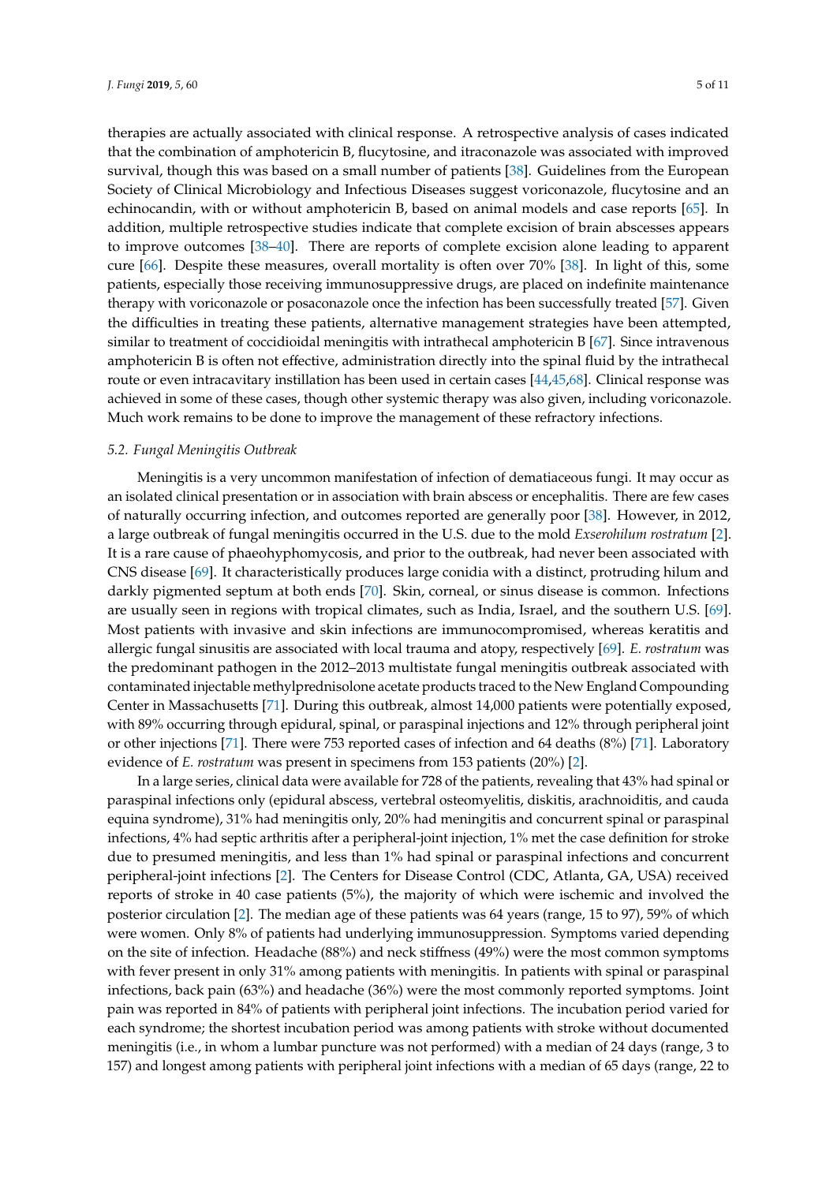therapies are actually associated with clinical response. A retrospective analysis of cases indicated that the combination of amphotericin B, flucytosine, and itraconazole was associated with improved survival, though this was based on a small number of patients [38]. Guidelines from the European Society of Clinical Microbiology and Infectious Diseases suggest voriconazole, flucytosine and an echinocandin, with or without amphotericin B, based on animal models and case reports [65]. In addition, multiple retrospective studies indicate that complete excision of brain abscesses appears to improve outcomes [38–40]. There are reports of complete excision alone leading to apparent cure [66]. Despite these measures, overall mortality is often over 70% [38]. In light of this, some patients, especially those receiving immunosuppressive drugs, are placed on indefinite maintenance therapy with voriconazole or posaconazole once the infection has been successfully treated [57]. Given the difficulties in treating these patients, alternative management strategies have been attempted, similar to treatment of coccidioidal meningitis with intrathecal amphotericin B [67]. Since intravenous amphotericin B is often not effective, administration directly into the spinal fluid by the intrathecal route or even intracavitary instillation has been used in certain cases [44,45,68]. Clinical response was achieved in some of these cases, though other systemic therapy was also given, including voriconazole. Much work remains to be done to improve the management of these refractory infections.

### 5.2. Fungal Meningitis Outbreak

Meningitis is a very uncommon manifestation of infection of dematiaceous fungi. It may occur as an isolated clinical presentation or in association with brain abscess or encephalitis. There are few cases of naturally occurring infection, and outcomes reported are generally poor [38]. However, in 2012, a large outbreak of fungal meningitis occurred in the U.S. due to the mold *Exserohilum rostratum* [2]. It is a rare cause of phaeohyphomycosis, and prior to the outbreak, had never been associated with CNS disease [69]. It characteristically produces large conidia with a distinct, protruding hilum and darkly pigmented septum at both ends [70]. Skin, corneal, or sinus disease is common. Infections are usually seen in regions with tropical climates, such as India, Israel, and the southern U.S. [69]. Most patients with invasive and skin infections are immunocompromised, whereas keratitis and allergic fungal sinusitis are associated with local trauma and atopy, respectively [69]. *E. rostratum* was the predominant pathogen in the 2012–2013 multistate fungal meningitis outbreak associated with contaminated injectable methylprednisolone acetate products traced to the New England Compounding Center in Massachusetts [71]. During this outbreak, almost 14,000 patients were potentially exposed, with 89% occurring through epidural, spinal, or paraspinal injections and 12% through peripheral joint or other injections [71]. There were 753 reported cases of infection and 64 deaths (8%) [71]. Laboratory evidence of *E. rostratum* was present in specimens from 153 patients (20%) [2].

In a large series, clinical data were available for 728 of the patients, revealing that 43% had spinal or paraspinal infections only (epidural abscess, vertebral osteomyelitis, diskitis, arachnoiditis, and cauda equina syndrome), 31% had meningitis only, 20% had meningitis and concurrent spinal or paraspinal infections, 4% had septic arthritis after a peripheral-joint injection, 1% met the case definition for stroke due to presumed meningitis, and less than 1% had spinal or paraspinal infections and concurrent peripheral-joint infections [2]. The Centers for Disease Control (CDC, Atlanta, GA, USA) received reports of stroke in 40 case patients (5%), the majority of which were ischemic and involved the posterior circulation [2]. The median age of these patients was 64 years (range, 15 to 97), 59% of which were women. Only 8% of patients had underlying immunosuppression. Symptoms varied depending on the site of infection. Headache (88%) and neck stiffness (49%) were the most common symptoms with fever present in only 31% among patients with meningitis. In patients with spinal or paraspinal infections, back pain (63%) and headache (36%) were the most commonly reported symptoms. Joint pain was reported in 84% of patients with peripheral joint infections. The incubation period varied for each syndrome; the shortest incubation period was among patients with stroke without documented meningitis (i.e., in whom a lumbar puncture was not performed) with a median of 24 days (range, 3 to 157) and longest among patients with peripheral joint infections with a median of 65 days (range, 22 to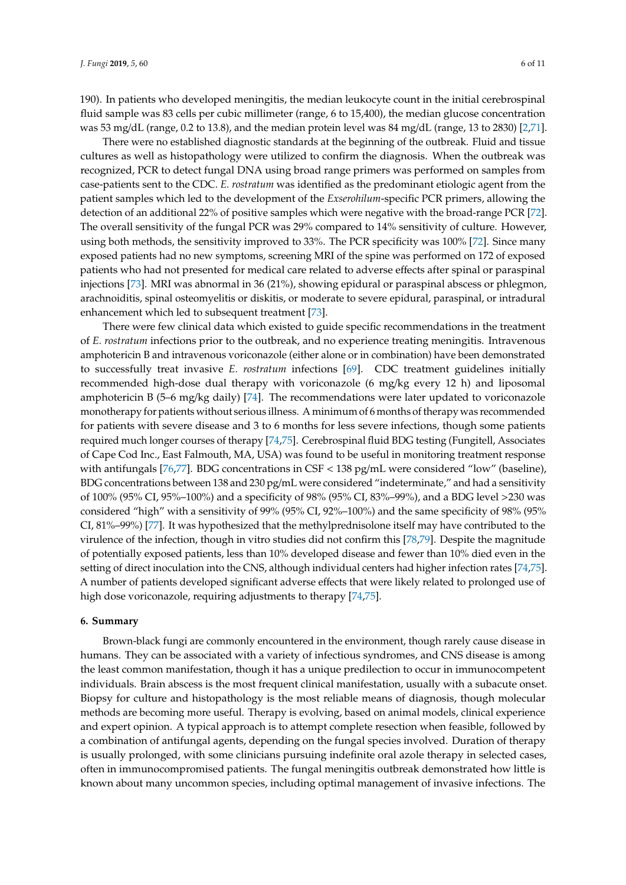190). In patients who developed meningitis, the median leukocyte count in the initial cerebrospinal fluid sample was 83 cells per cubic millimeter (range, 6 to 15,400), the median glucose concentration was 53 mg/dL (range, 0.2 to 13.8), and the median protein level was 84 mg/dL (range, 13 to 2830) [2,71].

There were no established diagnostic standards at the beginning of the outbreak. Fluid and tissue cultures as well as histopathology were utilized to confirm the diagnosis. When the outbreak was recognized, PCR to detect fungal DNA using broad range primers was performed on samples from case-patients sent to the CDC. *E. rostratum* was identified as the predominant etiologic agent from the patient samples which led to the development of the *Exserohilum*-specific PCR primers, allowing the detection of an additional 22% of positive samples which were negative with the broad-range PCR [72]. The overall sensitivity of the fungal PCR was 29% compared to 14% sensitivity of culture. However, using both methods, the sensitivity improved to 33%. The PCR specificity was 100% [72]. Since many exposed patients had no new symptoms, screening MRI of the spine was performed on 172 of exposed patients who had not presented for medical care related to adverse effects after spinal or paraspinal injections [73]. MRI was abnormal in 36 (21%), showing epidural or paraspinal abscess or phlegmon, arachnoiditis, spinal osteomyelitis or diskitis, or moderate to severe epidural, paraspinal, or intradural enhancement which led to subsequent treatment [73].

There were few clinical data which existed to guide specific recommendations in the treatment of *E. rostratum* infections prior to the outbreak, and no experience treating meningitis. Intravenous amphotericin B and intravenous voriconazole (either alone or in combination) have been demonstrated to successfully treat invasive *E. rostratum* infections [69]. CDC treatment guidelines initially recommended high-dose dual therapy with voriconazole (6 mg/kg every 12 h) and liposomal amphotericin B (5–6 mg/kg daily) [74]. The recommendations were later updated to voriconazole monotherapy for patients without serious illness. A minimum of 6 months of therapy was recommended for patients with severe disease and 3 to 6 months for less severe infections, though some patients required much longer courses of therapy [74,75]. Cerebrospinal fluid BDG testing (Fungitell, Associates of Cape Cod Inc., East Falmouth, MA, USA) was found to be useful in monitoring treatment response with antifungals [76,77]. BDG concentrations in CSF < 138 pg/mL were considered "low" (baseline), BDG concentrations between 138 and 230 pg/mL were considered "indeterminate," and had a sensitivity of 100% (95% CI, 95%–100%) and a specificity of 98% (95% CI, 83%–99%), and a BDG level >230 was considered "high" with a sensitivity of 99% (95% CI, 92%–100%) and the same specificity of 98% (95% CI, 81%–99%) [77]. It was hypothesized that the methylprednisolone itself may have contributed to the virulence of the infection, though in vitro studies did not confirm this [78,79]. Despite the magnitude of potentially exposed patients, less than 10% developed disease and fewer than 10% died even in the setting of direct inoculation into the CNS, although individual centers had higher infection rates [74,75]. A number of patients developed significant adverse effects that were likely related to prolonged use of high dose voriconazole, requiring adjustments to therapy [74,75].

## 6. Summary

Brown-black fungi are commonly encountered in the environment, though rarely cause disease in humans. They can be associated with a variety of infectious syndromes, and CNS disease is among the least common manifestation, though it has a unique predilection to occur in immunocompetent individuals. Brain abscess is the most frequent clinical manifestation, usually with a subacute onset. Biopsy for culture and histopathology is the most reliable means of diagnosis, though molecular methods are becoming more useful. Therapy is evolving, based on animal models, clinical experience and expert opinion. A typical approach is to attempt complete resection when feasible, followed by a combination of antifungal agents, depending on the fungal species involved. Duration of therapy is usually prolonged, with some clinicians pursuing indefinite oral azole therapy in selected cases, often in immunocompromised patients. The fungal meningitis outbreak demonstrated how little is known about many uncommon species, including optimal management of invasive infections. The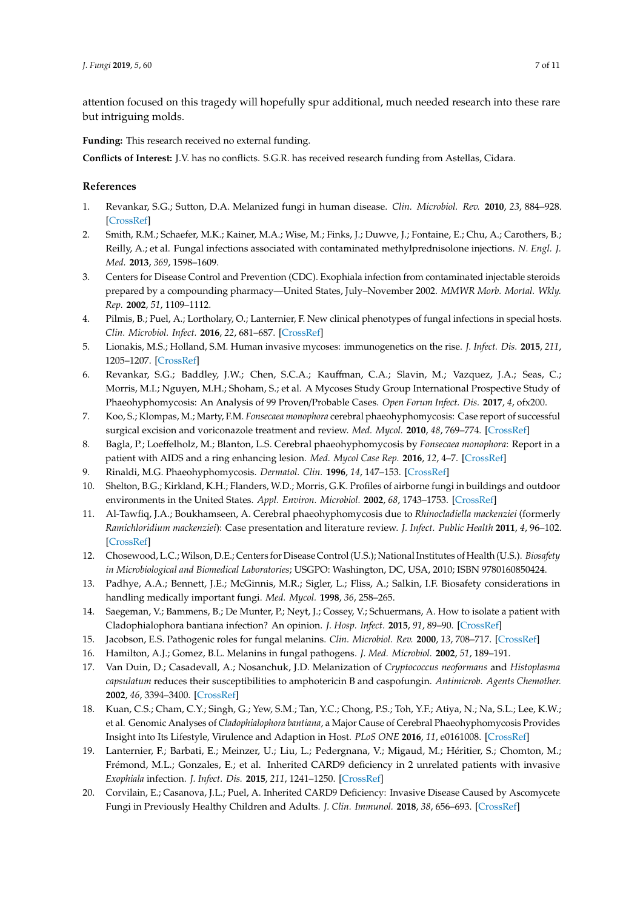attention focused on this tragedy will hopefully spur additional, much needed research into these rare but intriguing molds.

**Funding:** This research received no external funding.

**Conflicts of Interest:** J.V. has no conflicts. S.G.R. has received research funding from Astellas, Cidara.

## References

1. Revankar, S.G.; Sutton, D.A. Melanized fungi in human disease. *Clin. Microbiol. Rev.* **2010**, *23*, 884–928. [CrossRef]
2. Smith, R.M.; Schaefer, M.K.; Kainer, M.A.; Wise, M.; Finks, J.; Duwve, J.; Fontaine, E.; Chu, A.; Carothers, B.; Reilly, A.; et al. Fungal infections associated with contaminated methylprednisolone injections. *N. Engl. J. Med.* **2013**, *369*, 1598–1609.
3. Centers for Disease Control and Prevention (CDC). Exophiala infection from contaminated injectable steroids prepared by a compounding pharmacy—United States, July–November 2002. *MMWR Morb. Mortal. Wkly. Rep.* **2002**, *51*, 1109–1112.
4. Pilmis, B.; Puel, A.; Lortholary, O.; Lanternier, F. New clinical phenotypes of fungal infections in special hosts. *Clin. Microbiol. Infect.* **2016**, *22*, 681–687. [CrossRef]
5. Lionakis, M.S.; Holland, S.M. Human invasive mycoses: immunogenetics on the rise. *J. Infect. Dis.* **2015**, *211*, 1205–1207. [CrossRef]
6. Revankar, S.G.; Baddley, J.W.; Chen, S.C.A.; Kauffman, C.A.; Slavin, M.; Vazquez, J.A.; Seas, C.; Morris, M.I.; Nguyen, M.H.; Shoham, S.; et al. A Mycoses Study Group International Prospective Study of Phaeohyphomycosis: An Analysis of 99 Proven/Probable Cases. *Open Forum Infect. Dis.* **2017**, *4*, ofx200.
7. Koo, S.; Klompas, M.; Marty, F.M. *Fonsecaea monophora* cerebral phaeohyphomycosis: Case report of successful surgical excision and voriconazole treatment and review. *Med. Mycol.* **2010**, *48*, 769–774. [CrossRef]
8. Bagla, P.; Loeffelholz, M.; Blanton, L.S. Cerebral phaeohyphomycosis by *Fonsecaea monophora*: Report in a patient with AIDS and a ring enhancing lesion. *Med. Mycol Case Rep.* **2016**, *12*, 4–7. [CrossRef]
9. Rinaldi, M.G. Phaeohyphomycosis. *Dermatol. Clin.* **1996**, *14*, 147–153. [CrossRef]
10. Shelton, B.G.; Kirkland, K.H.; Flanders, W.D.; Morris, G.K. Profiles of airborne fungi in buildings and outdoor environments in the United States. *Appl. Environ. Microbiol.* **2002**, *68*, 1743–1753. [CrossRef]
11. Al-Tawfiq, J.A.; Boukhamseen, A. Cerebral phaeohyphomycosis due to *Rhinocladiella mackenziei* (formerly *Ramichloridium mackenziei*): Case presentation and literature review. *J. Infect. Public Health* **2011**, *4*, 96–102. [CrossRef]
12. Chosewood, L.C.; Wilson, D.E.; Centers for Disease Control (U.S.); National Institutes of Health (U.S.). *Biosafety in Microbiological and Biomedical Laboratories*; USGPO: Washington, DC, USA, 2010; ISBN 9780160850424.
13. Padhye, A.A.; Bennett, J.E.; McGinnis, M.R.; Sigler, L.; Fliss, A.; Salkin, I.F. Biosafety considerations in handling medically important fungi. *Med. Mycol.* **1998**, *36*, 258–265.
14. Saegeman, V.; Bammens, B.; De Munter, P.; Neyt, J.; Cossey, V.; Schuermans, A. How to isolate a patient with Cladophialophora bantiana infection? An opinion. *J. Hosp. Infect.* **2015**, *91*, 89–90. [CrossRef]
15. Jacobson, E.S. Pathogenic roles for fungal melanins. *Clin. Microbiol. Rev.* **2000**, *13*, 708–717. [CrossRef]
16. Hamilton, A.J.; Gomez, B.L. Melanins in fungal pathogens. *J. Med. Microbiol.* **2002**, *51*, 189–191.
17. Van Duin, D.; Casadevall, A.; Nosanchuk, J.D. Melanization of *Cryptococcus neoformans* and *Histoplasma capsulatum* reduces their susceptibilities to amphotericin B and caspofungin. *Antimicrob. Agents Chemother.* **2002**, *46*, 3394–3400. [CrossRef]
18. Kuan, C.S.; Cham, C.Y.; Singh, G.; Yew, S.M.; Tan, Y.C.; Chong, P.S.; Toh, Y.F.; Atiya, N.; Na, S.L.; Lee, K.W.; et al. Genomic Analyses of *Cladophialophora bantiana*, a Major Cause of Cerebral Phaeohyphomycosis Provides Insight into Its Lifestyle, Virulence and Adaption in Host. *PLoS ONE* **2016**, *11*, e0161008. [CrossRef]
19. Lanternier, F.; Barbati, E.; Meinzer, U.; Liu, L.; Pedergnana, V.; Migaud, M.; Héritier, S.; Chomton, M.; Frémond, M.L.; Gonzales, E.; et al. Inherited CARD9 deficiency in 2 unrelated patients with invasive *Exophiala* infection. *J. Infect. Dis.* **2015**, *211*, 1241–1250. [CrossRef]
20. Corvilain, E.; Casanova, J.L.; Puel, A. Inherited CARD9 Deficiency: Invasive Disease Caused by Ascomycete Fungi in Previously Healthy Children and Adults. *J. Clin. Immunol.* **2018**, *38*, 656–693. [CrossRef]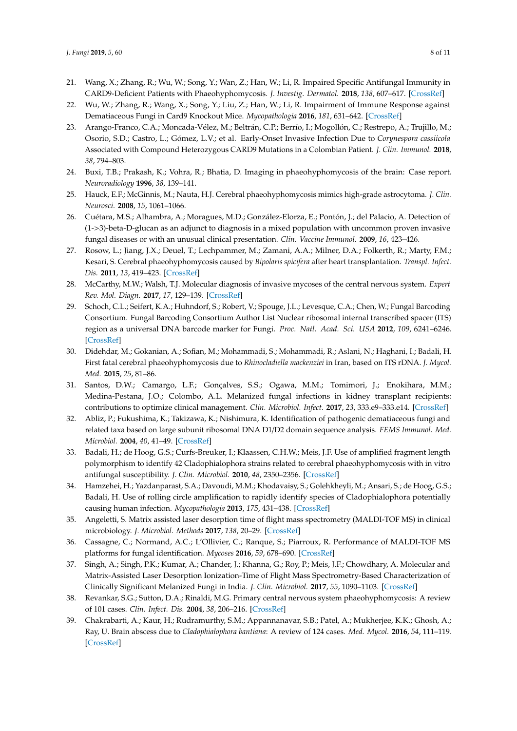21. Wang, X.; Zhang, R.; Wu, W.; Song, Y.; Wan, Z.; Han, W.; Li, R. Impaired Specific Antifungal Immunity in CARD9-Deficient Patients with Phaeohyphomycosis. *J. Investig. Dermatol.* **2018**, *138*, 607–617. [CrossRef]
22. Wu, W.; Zhang, R.; Wang, X.; Song, Y.; Liu, Z.; Han, W.; Li, R. Impairment of Immune Response against Dematiaceous Fungi in Card9 Knockout Mice. *Mycopathologia* **2016**, *181*, 631–642. [CrossRef]
23. Arango-Franco, C.A.; Moncada-Vélez, M.; Beltrán, C.P.; Berrío, I.; Mogollón, C.; Restrepo, A.; Trujillo, M.; Osorio, S.D.; Castro, L.; Gómez, L.V.; et al. Early-Onset Invasive Infection Due to *Corynespora cassiicola* Associated with Compound Heterozygous CARD9 Mutations in a Colombian Patient. *J. Clin. Immunol.* **2018**, *38*, 794–803.
24. Buxi, T.B.; Prakash, K.; Vohra, R.; Bhatia, D. Imaging in phaeohyphomycosis of the brain: Case report. *Neuroradiology* **1996**, *38*, 139–141.
25. Hauck, E.F.; McGinnis, M.; Nauta, H.J. Cerebral phaeohyphomycosis mimics high-grade astrocytoma. *J. Clin. Neurosci.* **2008**, *15*, 1061–1066.
26. Cuétara, M.S.; Alhambra, A.; Moragues, M.D.; González-Elorza, E.; Pontón, J.; del Palacio, A. Detection of (1->3)-beta-D-glucan as an adjunct to diagnosis in a mixed population with uncommon proven invasive fungal diseases or with an unusual clinical presentation. *Clin. Vaccine Immunol.* **2009**, *16*, 423–426.
27. Rosow, L.; Jiang, J.X.; Deuel, T.; Lechpammer, M.; Zamani, A.A.; Milner, D.A.; Folkerth, R.; Marty, F.M.; Kesari, S. Cerebral phaeohyphomycosis caused by *Bipolaris spicifera* after heart transplantation. *Transpl. Infect. Dis.* **2011**, *13*, 419–423. [CrossRef]
28. McCarthy, M.W.; Walsh, T.J. Molecular diagnosis of invasive mycoses of the central nervous system. *Expert Rev. Mol. Diagn.* **2017**, *17*, 129–139. [CrossRef]
29. Schoch, C.L.; Seifert, K.A.; Huhndorf, S.; Robert, V.; Spouge, J.L.; Levesque, C.A.; Chen, W.; Fungal Barcoding Consortium. Fungal Barcoding Consortium Author List Nuclear ribosomal internal transcribed spacer (ITS) region as a universal DNA barcode marker for Fungi. *Proc. Natl. Acad. Sci. USA* **2012**, *109*, 6241–6246. [CrossRef]
30. Didehdar, M.; Gokanian, A.; Sofian, M.; Mohammadi, S.; Mohammadi, R.; Aslani, N.; Haghani, I.; Badali, H. First fatal cerebral phaeohyphomycosis due to *Rhinocladiella mackenziei* in Iran, based on ITS rDNA. *J. Mycol. Med.* **2015**, *25*, 81–86.
31. Santos, D.W.; Camargo, L.F.; Gonçalves, S.S.; Ogawa, M.M.; Tomimori, J.; Enokihara, M.M.; Medina-Pestana, J.O.; Colombo, A.L. Melanized fungal infections in kidney transplant recipients: contributions to optimize clinical management. *Clin. Microbiol. Infect.* **2017**, *23*, 333.e9–333.e14. [CrossRef]
32. Abliz, P.; Fukushima, K.; Takizawa, K.; Nishimura, K. Identification of pathogenic dematiaceous fungi and related taxa based on large subunit ribosomal DNA D1/D2 domain sequence analysis. *FEMS Immunol. Med. Microbiol.* **2004**, *40*, 41–49. [CrossRef]
33. Badali, H.; de Hoog, G.S.; Curfs-Breuker, I.; Klaassen, C.H.W.; Meis, J.F. Use of amplified fragment length polymorphism to identify 42 Cladophialophora strains related to cerebral phaeohyphomycosis with in vitro antifungal susceptibility. *J. Clin. Microbiol.* **2010**, *48*, 2350–2356. [CrossRef]
34. Hamzehei, H.; Yazdanparast, S.A.; Davoudi, M.M.; Khodavaisy, S.; Golehkheyli, M.; Ansari, S.; de Hoog, G.S.; Badali, H. Use of rolling circle amplification to rapidly identify species of Cladophialophora potentially causing human infection. *Mycopathologia* **2013**, *175*, 431–438. [CrossRef]
35. Angeletti, S. Matrix assisted laser desorption time of flight mass spectrometry (MALDI-TOF MS) in clinical microbiology. *J. Microbiol. Methods* **2017**, *138*, 20–29. [CrossRef]
36. Cassagne, C.; Normand, A.C.; L'Ollivier, C.; Ranque, S.; Piarroux, R. Performance of MALDI-TOF MS platforms for fungal identification. *Mycoses* **2016**, *59*, 678–690. [CrossRef]
37. Singh, A.; Singh, P.K.; Kumar, A.; Chander, J.; Khanna, G.; Roy, P.; Meis, J.F.; Chowdhary, A. Molecular and Matrix-Assisted Laser Desorption Ionization-Time of Flight Mass Spectrometry-Based Characterization of Clinically Significant Melanized Fungi in India. *J. Clin. Microbiol.* **2017**, *55*, 1090–1103. [CrossRef]
38. Revankar, S.G.; Sutton, D.A.; Rinaldi, M.G. Primary central nervous system phaeohyphomycosis: A review of 101 cases. *Clin. Infect. Dis.* **2004**, *38*, 206–216. [CrossRef]
39. Chakrabarti, A.; Kaur, H.; Rudramurthy, S.M.; Appannanavar, S.B.; Patel, A.; Mukherjee, K.K.; Ghosh, A.; Ray, U. Brain abscess due to *Cladophialophora bantiana*: A review of 124 cases. *Med. Mycol.* **2016**, *54*, 111–119. [CrossRef]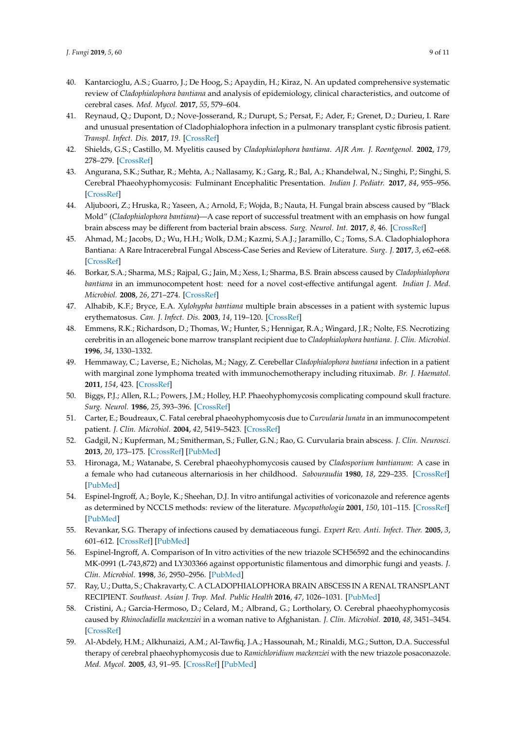40. Kantarcioglu, A.S.; Guarro, J.; De Hoog, S.; Apaydin, H.; Kiraz, N. An updated comprehensive systematic review of *Cladophialophora bantiana* and analysis of epidemiology, clinical characteristics, and outcome of cerebral cases. *Med. Mycol.* **2017**, *55*, 579–604.
41. Reynaud, Q.; Dupont, D.; Nove-Josserand, R.; Durupt, S.; Persat, F.; Ader, F.; Grenet, D.; Durieu, I. Rare and unusual presentation of Cladophialophora infection in a pulmonary transplant cystic fibrosis patient. *Transpl. Infect. Dis.* **2017**, *19*. [CrossRef]
42. Shields, G.S.; Castillo, M. Myelitis caused by *Cladophialophora bantiana*. *AJR Am. J. Roentgenol.* **2002**, *179*, 278–279. [CrossRef]
43. Angurana, S.K.; Suthar, R.; Mehta, A.; Nallasamy, K.; Garg, R.; Bal, A.; Khandelwal, N.; Singhi, P.; Singhi, S. Cerebral Phaeohyphomycosis: Fulminant Encephalitic Presentation. *Indian J. Pediatr.* **2017**, *84*, 955–956. [CrossRef]
44. Aljuboori, Z.; Hruska, R.; Yaseen, A.; Arnold, F.; Wojda, B.; Nauta, H. Fungal brain abscess caused by "Black Mold" (*Cladophialophora bantiana*)—A case report of successful treatment with an emphasis on how fungal brain abscess may be different from bacterial brain abscess. *Surg. Neurol. Int.* **2017**, *8*, 46. [CrossRef]
45. Ahmad, M.; Jacobs, D.; Wu, H.H.; Wolk, D.M.; Kazmi, S.A.J.; Jaramillo, C.; Toms, S.A. Cladophialophora Bantiana: A Rare Intracerebral Fungal Abscess-Case Series and Review of Literature. *Surg. J.* **2017**, *3*, e62–e68. [CrossRef]
46. Borkar, S.A.; Sharma, M.S.; Rajpal, G.; Jain, M.; Xess, I.; Sharma, B.S. Brain abscess caused by *Cladophialophora bantiana* in an immunocompetent host: need for a novel cost-effective antifungal agent. *Indian J. Med. Microbiol.* **2008**, *26*, 271–274. [CrossRef]
47. Alhabib, K.F.; Bryce, E.A. *Xylohypha bantiana* multiple brain abscesses in a patient with systemic lupus erythematosus. *Can. J. Infect. Dis.* **2003**, *14*, 119–120. [CrossRef]
48. Emmens, R.K.; Richardson, D.; Thomas, W.; Hunter, S.; Hennigar, R.A.; Wingard, J.R.; Nolte, F.S. Necrotizing cerebritis in an allogeneic bone marrow transplant recipient due to *Cladophialophora bantiana*. *J. Clin. Microbiol.* **1996**, *34*, 1330–1332.
49. Hemmaway, C.; Laverse, E.; Nicholas, M.; Nagy, Z. Cerebellar *Cladophialophora bantiana* infection in a patient with marginal zone lymphoma treated with immunochemotherapy including rituximab. *Br. J. Haematol.* **2011**, *154*, 423. [CrossRef]
50. Biggs, P.J.; Allen, R.L.; Powers, J.M.; Holley, H.P. Phaeohyphomycosis complicating compound skull fracture. *Surg. Neurol.* **1986**, *25*, 393–396. [CrossRef]
51. Carter, E.; Boudreaux, C. Fatal cerebral phaeohyphomycosis due to *Curvularia lunata* in an immunocompetent patient. *J. Clin. Microbiol.* **2004**, *42*, 5419–5423. [CrossRef]
52. Gadgil, N.; Kupferman, M.; Smitherman, S.; Fuller, G.N.; Rao, G. Curvularia brain abscess. *J. Clin. Neurosci.* **2013**, *20*, 173–175. [CrossRef] [PubMed]
53. Hironaga, M.; Watanabe, S. Cerebral phaeohyphomycosis caused by *Cladosporium bantianum*: A case in a female who had cutaneous alternariosis in her childhood. *Sabouraudia* **1980**, *18*, 229–235. [CrossRef] [PubMed]
54. Espinel-Ingroff, A.; Boyle, K.; Sheehan, D.J. In vitro antifungal activities of voriconazole and reference agents as determined by NCCLS methods: review of the literature. *Mycopathologia* **2001**, *150*, 101–115. [CrossRef] [PubMed]
55. Revankar, S.G. Therapy of infections caused by dematiaceous fungi. *Expert Rev. Anti. Infect. Ther.* **2005**, *3*, 601–612. [CrossRef] [PubMed]
56. Espinel-Ingroff, A. Comparison of In vitro activities of the new triazole SCH56592 and the echinocandins MK-0991 (L-743,872) and LY303366 against opportunistic filamentous and dimorphic fungi and yeasts. *J. Clin. Microbiol.* **1998**, *36*, 2950–2956. [PubMed]
57. Ray, U.; Dutta, S.; Chakravarty, C. A CLADOPHIALOPHORA BRAIN ABSCESS IN A RENAL TRANSPLANT RECIPIENT. *Southeast. Asian J. Trop. Med. Public Health* **2016**, *47*, 1026–1031. [PubMed]
58. Cristini, A.; Garcia-Hermoso, D.; Celard, M.; Albrand, G.; Lortholary, O. Cerebral phaeohyphomycosis caused by *Rhinocladiella mackenziei* in a woman native to Afghanistan. *J. Clin. Microbiol.* **2010**, *48*, 3451–3454. [CrossRef]
59. Al-Abdely, H.M.; Alkhunaizi, A.M.; Al-Tawfiq, J.A.; Hassounah, M.; Rinaldi, M.G.; Sutton, D.A. Successful therapy of cerebral phaeohyphomycosis due to *Ramichloridium mackenziei* with the new triazole posaconazole. *Med. Mycol.* **2005**, *43*, 91–95. [CrossRef] [PubMed]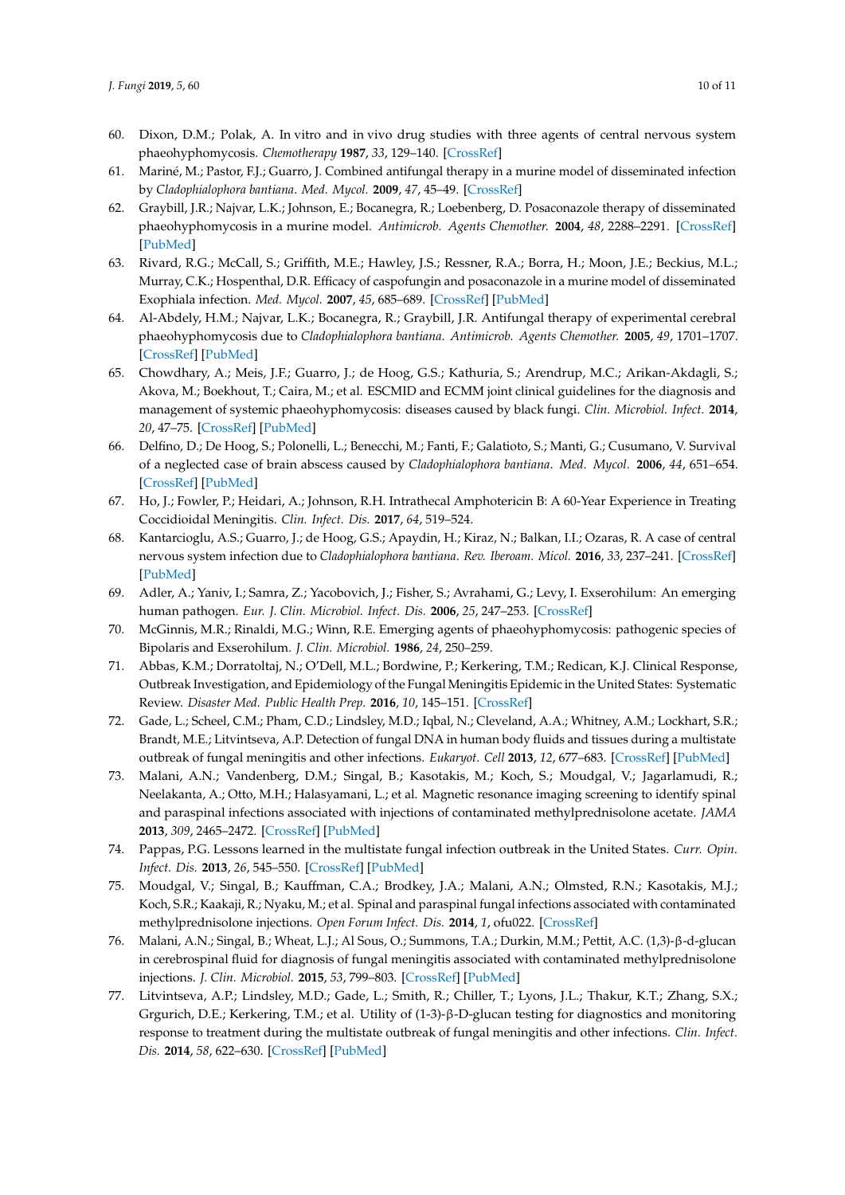60. Dixon, D.M.; Polak, A. In vitro and in vivo drug studies with three agents of central nervous system phaeohyphomycosis. *Chemotherapy* **1987**, *33*, 129–140. [CrossRef]
61. Mariné, M.; Pastor, F.J.; Guarro, J. Combined antifungal therapy in a murine model of disseminated infection by *Cladophialophora bantiana*. *Med. Mycol.* **2009**, *47*, 45–49. [CrossRef]
62. Graybill, J.R.; Najvar, L.K.; Johnson, E.; Bocanegra, R.; Loebenberg, D. Posaconazole therapy of disseminated phaeohyphomycosis in a murine model. *Antimicrob. Agents Chemother.* **2004**, *48*, 2288–2291. [CrossRef] [PubMed]
63. Rivard, R.G.; McCall, S.; Griffith, M.E.; Hawley, J.S.; Ressner, R.A.; Borra, H.; Moon, J.E.; Beckius, M.L.; Murray, C.K.; Hospenthal, D.R. Efficacy of caspofungin and posaconazole in a murine model of disseminated Exophiala infection. *Med. Mycol.* **2007**, *45*, 685–689. [CrossRef] [PubMed]
64. Al-Abdely, H.M.; Najvar, L.K.; Bocanegra, R.; Graybill, J.R. Antifungal therapy of experimental cerebral phaeohyphomycosis due to *Cladophialophora bantiana*. *Antimicrob. Agents Chemother.* **2005**, *49*, 1701–1707. [CrossRef] [PubMed]
65. Chowdhary, A.; Meis, J.F.; Guarro, J.; de Hoog, G.S.; Kathuria, S.; Arendrup, M.C.; Arikan-Akdagli, S.; Akova, M.; Boekhout, T.; Caira, M.; et al. ESCMID and ECMM joint clinical guidelines for the diagnosis and management of systemic phaeohyphomycosis: diseases caused by black fungi. *Clin. Microbiol. Infect.* **2014**, *20*, 47–75. [CrossRef] [PubMed]
66. Delfino, D.; De Hoog, S.; Polonelli, L.; Benecchi, M.; Fanti, F.; Galatioto, S.; Manti, G.; Cusumano, V. Survival of a neglected case of brain abscess caused by *Cladophialophora bantiana*. *Med. Mycol.* **2006**, *44*, 651–654. [CrossRef] [PubMed]
67. Ho, J.; Fowler, P.; Heidari, A.; Johnson, R.H. Intrathecal Amphotericin B: A 60-Year Experience in Treating Coccidioidal Meningitis. *Clin. Infect. Dis.* **2017**, *64*, 519–524.
68. Kantarcioglu, A.S.; Guarro, J.; de Hoog, G.S.; Apaydin, H.; Kiraz, N.; Balkan, I.I.; Ozaras, R. A case of central nervous system infection due to *Cladophialophora bantiana*. *Rev. Iberoam. Micol.* **2016**, *33*, 237–241. [CrossRef] [PubMed]
69. Adler, A.; Yaniv, I.; Samra, Z.; Yacobovich, J.; Fisher, S.; Avrahami, G.; Levy, I. Exserohilum: An emerging human pathogen. *Eur. J. Clin. Microbiol. Infect. Dis.* **2006**, *25*, 247–253. [CrossRef]
70. McGinnis, M.R.; Rinaldi, M.G.; Winn, R.E. Emerging agents of phaeohyphomycosis: pathogenic species of Bipolaris and Exserohilum. *J. Clin. Microbiol.* **1986**, *24*, 250–259.
71. Abbas, K.M.; Dorratoltaj, N.; O'Dell, M.L.; Bordwine, P.; Kerkering, T.M.; Redican, K.J. Clinical Response, Outbreak Investigation, and Epidemiology of the Fungal Meningitis Epidemic in the United States: Systematic Review. *Disaster Med. Public Health Prep.* **2016**, *10*, 145–151. [CrossRef]
72. Gade, L.; Scheel, C.M.; Pham, C.D.; Lindsley, M.D.; Iqbal, N.; Cleveland, A.A.; Whitney, A.M.; Lockhart, S.R.; Brandt, M.E.; Litvintseva, A.P. Detection of fungal DNA in human body fluids and tissues during a multistate outbreak of fungal meningitis and other infections. *Eukaryot. Cell* **2013**, *12*, 677–683. [CrossRef] [PubMed]
73. Malani, A.N.; Vandenberg, D.M.; Singal, B.; Kasotakis, M.; Koch, S.; Moudgal, V.; Jagarlamudi, R.; Neelakanta, A.; Otto, M.H.; Halasyamani, L.; et al. Magnetic resonance imaging screening to identify spinal and paraspinal infections associated with injections of contaminated methylprednisolone acetate. *JAMA* **2013**, *309*, 2465–2472. [CrossRef] [PubMed]
74. Pappas, P.G. Lessons learned in the multistate fungal infection outbreak in the United States. *Curr. Opin. Infect. Dis.* **2013**, *26*, 545–550. [CrossRef] [PubMed]
75. Moudgal, V.; Singal, B.; Kauffman, C.A.; Brodkey, J.A.; Malani, A.N.; Olmsted, R.N.; Kasotakis, M.J.; Koch, S.R.; Kaakaji, R.; Nyaku, M.; et al. Spinal and paraspinal fungal infections associated with contaminated methylprednisolone injections. *Open Forum Infect. Dis.* **2014**, *1*, ofu022. [CrossRef]
76. Malani, A.N.; Singal, B.; Wheat, L.J.; Al Sous, O.; Summons, T.A.; Durkin, M.M.; Pettit, A.C. (1,3)-β-d-glucan in cerebrospinal fluid for diagnosis of fungal meningitis associated with contaminated methylprednisolone injections. *J. Clin. Microbiol.* **2015**, *53*, 799–803. [CrossRef] [PubMed]
77. Litvintseva, A.P.; Lindsley, M.D.; Gade, L.; Smith, R.; Chiller, T.; Lyons, J.L.; Thakur, K.T.; Zhang, S.X.; Grgurich, D.E.; Kerkering, T.M.; et al. Utility of (1-3)-β-D-glucan testing for diagnostics and monitoring response to treatment during the multistate outbreak of fungal meningitis and other infections. *Clin. Infect. Dis.* **2014**, *58*, 622–630. [CrossRef] [PubMed]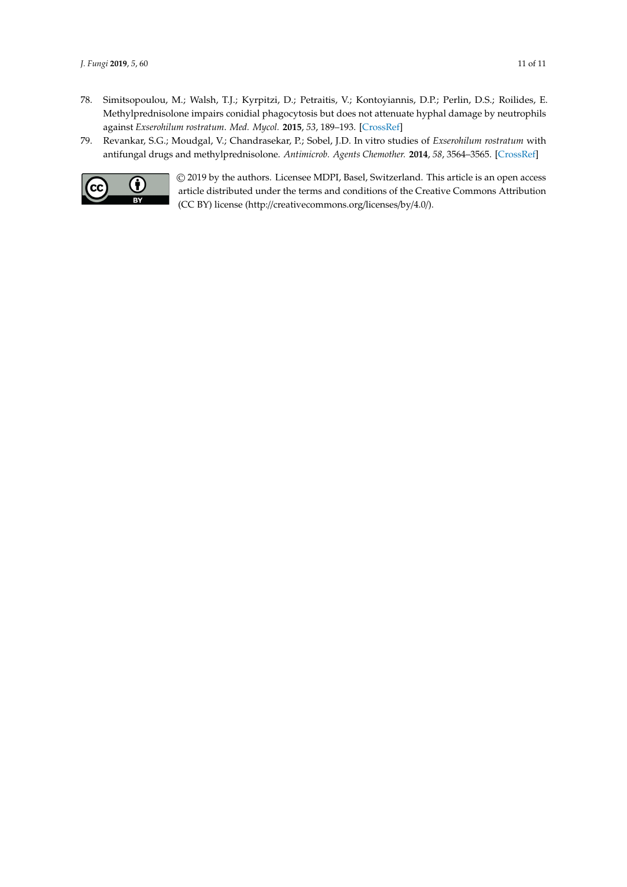78. Simitsopoulou, M.; Walsh, T.J.; Kyrpitzi, D.; Petraitis, V.; Kontoyiannis, D.P.; Perlin, D.S.; Roilides, E. Methylprednisolone impairs conidial phagocytosis but does not attenuate hyphal damage by neutrophils against *Exserohilum rostratum*. *Med. Mycol.* **2015**, *53*, 189–193. [CrossRef]
79. Revankar, S.G.; Moudgal, V.; Chandrasekar, P.; Sobel, J.D. In vitro studies of *Exserohilum rostratum* with antifungal drugs and methylprednisolone. *Antimicrob. Agents Chemother.* **2014**, *58*, 3564–3565. [CrossRef]

© 2019 by the authors. Licensee MDPI, Basel, Switzerland. This article is an open access article distributed under the terms and conditions of the Creative Commons Attribution (CC BY) license (http://creativecommons.org/licenses/by/4.0/).